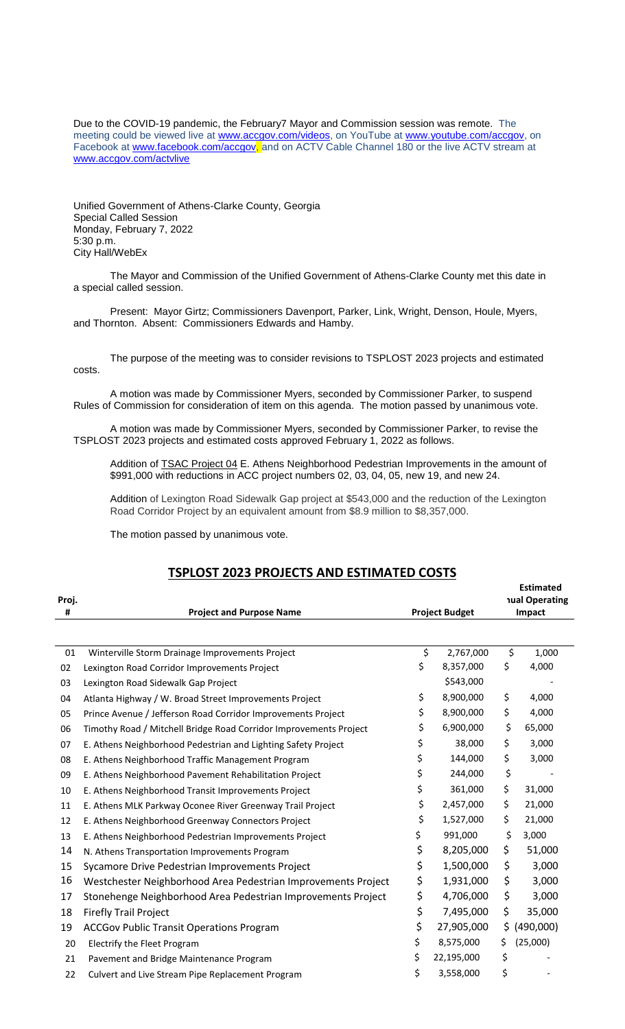Due to the COVID-19 pandemic, the February7 Mayor and Commission session was remote. The meeting could be viewed live at www.accgov.com/videos, on YouTube at www.youtube.com/accgov, on Facebook at www.facebook.com/accgov, and on ACTV Cable Channel 180 or the live ACTV stream at www.accgov.com/actvlive

Unified Government of Athens-Clarke County, Georgia
Special Called Session
Monday, February 7, 2022
5:30 p.m.
City Hall/WebEx

The Mayor and Commission of the Unified Government of Athens-Clarke County met this date in a special called session.

Present: Mayor Girtz; Commissioners Davenport, Parker, Link, Wright, Denson, Houle, Myers, and Thornton. Absent: Commissioners Edwards and Hamby.

The purpose of the meeting was to consider revisions to TSPLOST 2023 projects and estimated costs.

A motion was made by Commissioner Myers, seconded by Commissioner Parker, to suspend Rules of Commission for consideration of item on this agenda. The motion passed by unanimous vote.

A motion was made by Commissioner Myers, seconded by Commissioner Parker, to revise the TSPLOST 2023 projects and estimated costs approved February 1, 2022 as follows.

Addition of TSAC Project 04 E. Athens Neighborhood Pedestrian Improvements in the amount of $991,000 with reductions in ACC project numbers 02, 03, 04, 05, new 19, and new 24.

Addition of Lexington Road Sidewalk Gap project at $543,000 and the reduction of the Lexington Road Corridor Project by an equivalent amount from $8.9 million to $8,357,000.

The motion passed by unanimous vote.

## TSPLOST 2023 PROJECTS AND ESTIMATED COSTS

| Proj. # | Project and Purpose Name | Project Budget | Estimated ual Operating Impact |
|---|---|---|---|
| 01 | Winterville Storm Drainage Improvements Project | $ 2,767,000 | $ 1,000 |
| 02 | Lexington Road Corridor Improvements Project | $ 8,357,000 | $ 4,000 |
| 03 | Lexington Road Sidewalk Gap Project | $543,000 | - |
| 04 | Atlanta Highway / W. Broad Street Improvements Project | $ 8,900,000 | $ 4,000 |
| 05 | Prince Avenue / Jefferson Road Corridor Improvements Project | $ 8,900,000 | $ 4,000 |
| 06 | Timothy Road / Mitchell Bridge Road Corridor Improvements Project | $ 6,900,000 | $ 65,000 |
| 07 | E. Athens Neighborhood Pedestrian and Lighting Safety Project | $ 38,000 | $ 3,000 |
| 08 | E. Athens Neighborhood Traffic Management Program | $ 144,000 | $ 3,000 |
| 09 | E. Athens Neighborhood Pavement Rehabilitation Project | $ 244,000 | $ - |
| 10 | E. Athens Neighborhood Transit Improvements Project | $ 361,000 | $ 31,000 |
| 11 | E. Athens MLK Parkway Oconee River Greenway Trail Project | $ 2,457,000 | $ 21,000 |
| 12 | E. Athens Neighborhood Greenway Connectors Project | $ 1,527,000 | $ 21,000 |
| 13 | E. Athens Neighborhood Pedestrian Improvements Project | $ 991,000 | $ 3,000 |
| 14 | N. Athens Transportation Improvements Program | $ 8,205,000 | $ 51,000 |
| 15 | Sycamore Drive Pedestrian Improvements Project | $ 1,500,000 | $ 3,000 |
| 16 | Westchester Neighborhood Area Pedestrian Improvements Project | $ 1,931,000 | $ 3,000 |
| 17 | Stonehenge Neighborhood Area Pedestrian Improvements Project | $ 4,706,000 | $ 3,000 |
| 18 | Firefly Trail Project | $ 7,495,000 | $ 35,000 |
| 19 | ACCGov Public Transit Operations Program | $ 27,905,000 | $ (490,000) |
| 20 | Electrify the Fleet Program | $ 8,575,000 | $ (25,000) |
| 21 | Pavement and Bridge Maintenance Program | $ 22,195,000 | $ - |
| 22 | Culvert and Live Stream Pipe Replacement Program | $ 3,558,000 | $ - |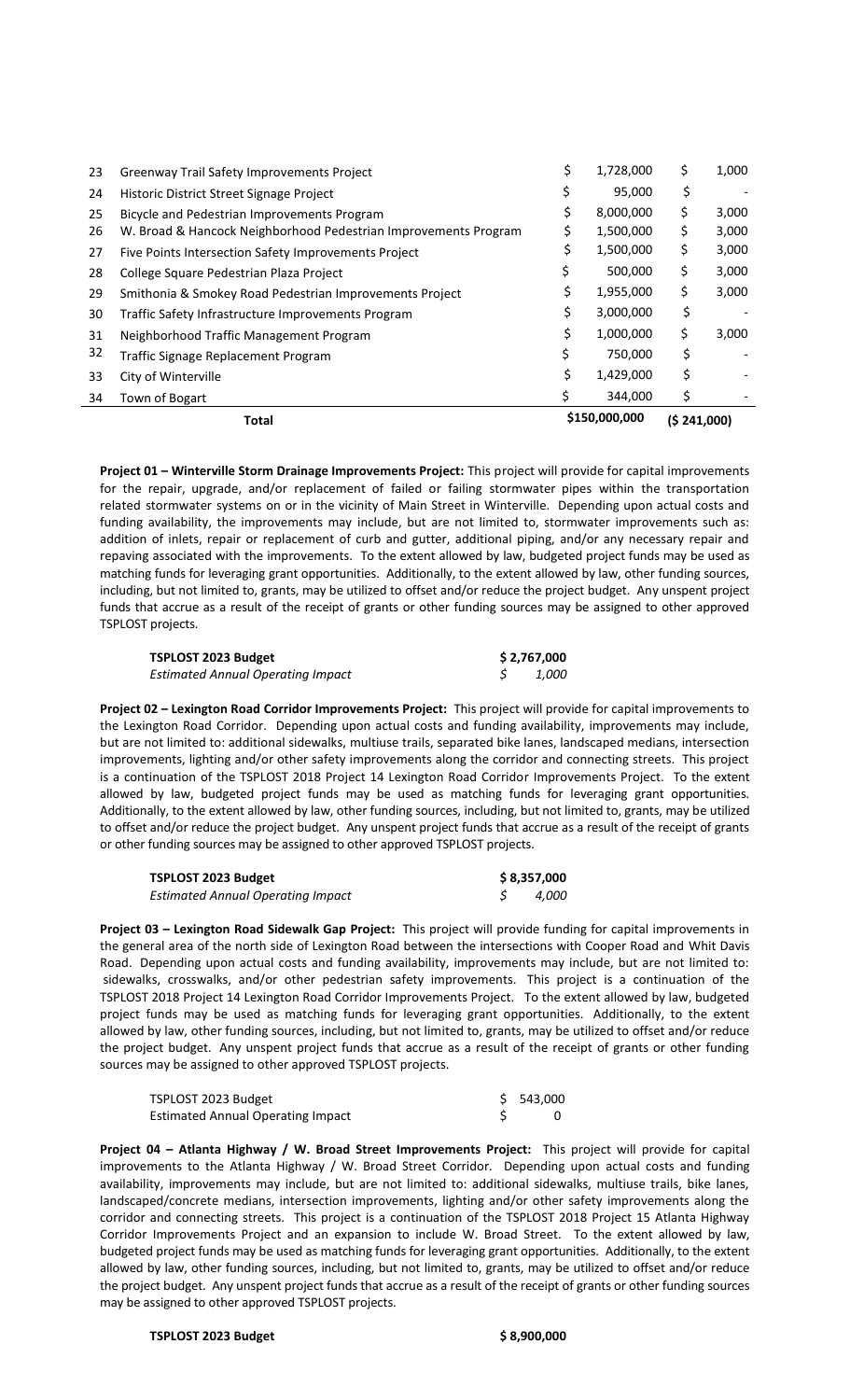| | | | |
|---|---|---|---|
| 23 | Greenway Trail Safety Improvements Project | $ 1,728,000 | $ 1,000 |
| 24 | Historic District Street Signage Project | $ 95,000 | $ - |
| 25 | Bicycle and Pedestrian Improvements Program | $ 8,000,000 | $ 3,000 |
| 26 | W. Broad & Hancock Neighborhood Pedestrian Improvements Program | $ 1,500,000 | $ 3,000 |
| 27 | Five Points Intersection Safety Improvements Project | $ 1,500,000 | $ 3,000 |
| 28 | College Square Pedestrian Plaza Project | $ 500,000 | $ 3,000 |
| 29 | Smithonia & Smokey Road Pedestrian Improvements Project | $ 1,955,000 | $ 3,000 |
| 30 | Traffic Safety Infrastructure Improvements Program | $ 3,000,000 | $ - |
| 31 | Neighborhood Traffic Management Program | $ 1,000,000 | $ 3,000 |
| 32 | Traffic Signage Replacement Program | $ 750,000 | $ - |
| 33 | City of Winterville | $ 1,429,000 | $ - |
| 34 | Town of Bogart | $ 344,000 | $ - |
| | **Total** | **$150,000,000** | **($ 241,000)** |

**Project 01 – Winterville Storm Drainage Improvements Project:** This project will provide for capital improvements for the repair, upgrade, and/or replacement of failed or failing stormwater pipes within the transportation related stormwater systems on or in the vicinity of Main Street in Winterville. Depending upon actual costs and funding availability, the improvements may include, but are not limited to, stormwater improvements such as: addition of inlets, repair or replacement of curb and gutter, additional piping, and/or any necessary repair and repaving associated with the improvements. To the extent allowed by law, budgeted project funds may be used as matching funds for leveraging grant opportunities. Additionally, to the extent allowed by law, other funding sources, including, but not limited to, grants, may be utilized to offset and/or reduce the project budget. Any unspent project funds that accrue as a result of the receipt of grants or other funding sources may be assigned to other approved TSPLOST projects.

| | |
|---|---|
| **TSPLOST 2023 Budget** | **$ 2,767,000** |
| *Estimated Annual Operating Impact* | *$ 1,000* |

**Project 02 – Lexington Road Corridor Improvements Project:** This project will provide for capital improvements to the Lexington Road Corridor. Depending upon actual costs and funding availability, improvements may include, but are not limited to: additional sidewalks, multiuse trails, separated bike lanes, landscaped medians, intersection improvements, lighting and/or other safety improvements along the corridor and connecting streets. This project is a continuation of the TSPLOST 2018 Project 14 Lexington Road Corridor Improvements Project. To the extent allowed by law, budgeted project funds may be used as matching funds for leveraging grant opportunities. Additionally, to the extent allowed by law, other funding sources, including, but not limited to, grants, may be utilized to offset and/or reduce the project budget. Any unspent project funds that accrue as a result of the receipt of grants or other funding sources may be assigned to other approved TSPLOST projects.

| | |
|---|---|
| **TSPLOST 2023 Budget** | **$ 8,357,000** |
| *Estimated Annual Operating Impact* | *$ 4,000* |

**Project 03 – Lexington Road Sidewalk Gap Project:** This project will provide funding for capital improvements in the general area of the north side of Lexington Road between the intersections with Cooper Road and Whit Davis Road. Depending upon actual costs and funding availability, improvements may include, but are not limited to: sidewalks, crosswalks, and/or other pedestrian safety improvements. This project is a continuation of the TSPLOST 2018 Project 14 Lexington Road Corridor Improvements Project. To the extent allowed by law, budgeted project funds may be used as matching funds for leveraging grant opportunities. Additionally, to the extent allowed by law, other funding sources, including, but not limited to, grants, may be utilized to offset and/or reduce the project budget. Any unspent project funds that accrue as a result of the receipt of grants or other funding sources may be assigned to other approved TSPLOST projects.

| | |
|---|---|
| TSPLOST 2023 Budget | $ 543,000 |
| Estimated Annual Operating Impact | $ 0 |

**Project 04 – Atlanta Highway / W. Broad Street Improvements Project:** This project will provide for capital improvements to the Atlanta Highway / W. Broad Street Corridor. Depending upon actual costs and funding availability, improvements may include, but are not limited to: additional sidewalks, multiuse trails, bike lanes, landscaped/concrete medians, intersection improvements, lighting and/or other safety improvements along the corridor and connecting streets. This project is a continuation of the TSPLOST 2018 Project 15 Atlanta Highway Corridor Improvements Project and an expansion to include W. Broad Street. To the extent allowed by law, budgeted project funds may be used as matching funds for leveraging grant opportunities. Additionally, to the extent allowed by law, other funding sources, including, but not limited to, grants, may be utilized to offset and/or reduce the project budget. Any unspent project funds that accrue as a result of the receipt of grants or other funding sources may be assigned to other approved TSPLOST projects.

| | |
|---|---|
| **TSPLOST 2023 Budget** | **$ 8,900,000** |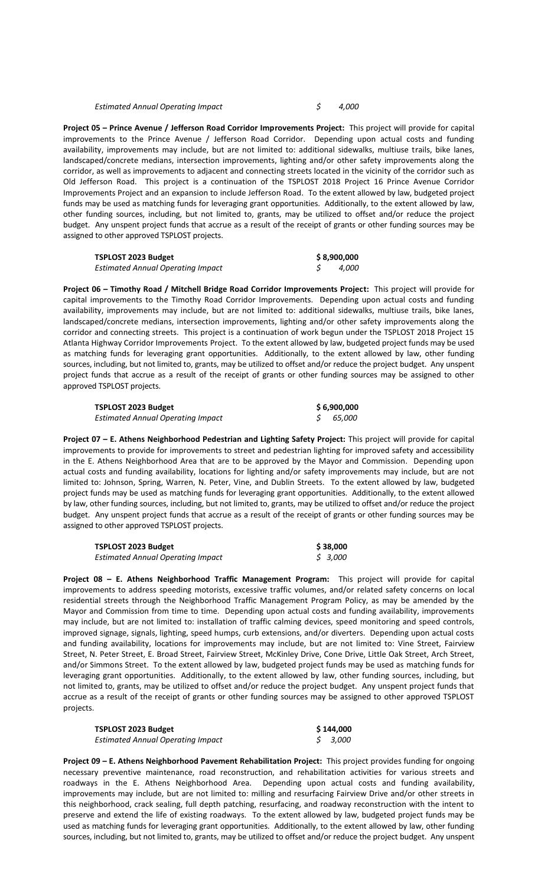| | |
|---|---|
| *Estimated Annual Operating Impact* | $ 4,000 |

**Project 05 – Prince Avenue / Jefferson Road Corridor Improvements Project:** This project will provide for capital improvements to the Prince Avenue / Jefferson Road Corridor. Depending upon actual costs and funding availability, improvements may include, but are not limited to: additional sidewalks, multiuse trails, bike lanes, landscaped/concrete medians, intersection improvements, lighting and/or other safety improvements along the corridor, as well as improvements to adjacent and connecting streets located in the vicinity of the corridor such as Old Jefferson Road. This project is a continuation of the TSPLOST 2018 Project 16 Prince Avenue Corridor Improvements Project and an expansion to include Jefferson Road. To the extent allowed by law, budgeted project funds may be used as matching funds for leveraging grant opportunities. Additionally, to the extent allowed by law, other funding sources, including, but not limited to, grants, may be utilized to offset and/or reduce the project budget. Any unspent project funds that accrue as a result of the receipt of grants or other funding sources may be assigned to other approved TSPLOST projects.

| | |
|---|---|
| **TSPLOST 2023 Budget** | **$ 8,900,000** |
| *Estimated Annual Operating Impact* | $ 4,000 |

**Project 06 – Timothy Road / Mitchell Bridge Road Corridor Improvements Project:** This project will provide for capital improvements to the Timothy Road Corridor Improvements. Depending upon actual costs and funding availability, improvements may include, but are not limited to: additional sidewalks, multiuse trails, bike lanes, landscaped/concrete medians, intersection improvements, lighting and/or other safety improvements along the corridor and connecting streets. This project is a continuation of work begun under the TSPLOST 2018 Project 15 Atlanta Highway Corridor Improvements Project. To the extent allowed by law, budgeted project funds may be used as matching funds for leveraging grant opportunities. Additionally, to the extent allowed by law, other funding sources, including, but not limited to, grants, may be utilized to offset and/or reduce the project budget. Any unspent project funds that accrue as a result of the receipt of grants or other funding sources may be assigned to other approved TSPLOST projects.

| | |
|---|---|
| **TSPLOST 2023 Budget** | **$ 6,900,000** |
| *Estimated Annual Operating Impact* | $ 65,000 |

**Project 07 – E. Athens Neighborhood Pedestrian and Lighting Safety Project:** This project will provide for capital improvements to provide for improvements to street and pedestrian lighting for improved safety and accessibility in the E. Athens Neighborhood Area that are to be approved by the Mayor and Commission. Depending upon actual costs and funding availability, locations for lighting and/or safety improvements may include, but are not limited to: Johnson, Spring, Warren, N. Peter, Vine, and Dublin Streets. To the extent allowed by law, budgeted project funds may be used as matching funds for leveraging grant opportunities. Additionally, to the extent allowed by law, other funding sources, including, but not limited to, grants, may be utilized to offset and/or reduce the project budget. Any unspent project funds that accrue as a result of the receipt of grants or other funding sources may be assigned to other approved TSPLOST projects.

| | |
|---|---|
| **TSPLOST 2023 Budget** | **$ 38,000** |
| *Estimated Annual Operating Impact* | *$ 3,000* |

**Project 08 – E. Athens Neighborhood Traffic Management Program:** This project will provide for capital improvements to address speeding motorists, excessive traffic volumes, and/or related safety concerns on local residential streets through the Neighborhood Traffic Management Program Policy, as may be amended by the Mayor and Commission from time to time. Depending upon actual costs and funding availability, improvements may include, but are not limited to: installation of traffic calming devices, speed monitoring and speed controls, improved signage, signals, lighting, speed humps, curb extensions, and/or diverters. Depending upon actual costs and funding availability, locations for improvements may include, but are not limited to: Vine Street, Fairview Street, N. Peter Street, E. Broad Street, Fairview Street, McKinley Drive, Cone Drive, Little Oak Street, Arch Street, and/or Simmons Street. To the extent allowed by law, budgeted project funds may be used as matching funds for leveraging grant opportunities. Additionally, to the extent allowed by law, other funding sources, including, but not limited to, grants, may be utilized to offset and/or reduce the project budget. Any unspent project funds that accrue as a result of the receipt of grants or other funding sources may be assigned to other approved TSPLOST projects.

| | |
|---|---|
| **TSPLOST 2023 Budget** | **$ 144,000** |
| *Estimated Annual Operating Impact* | *$ 3,000* |

**Project 09 – E. Athens Neighborhood Pavement Rehabilitation Project:** This project provides funding for ongoing necessary preventive maintenance, road reconstruction, and rehabilitation activities for various streets and roadways in the E. Athens Neighborhood Area. Depending upon actual costs and funding availability, improvements may include, but are not limited to: milling and resurfacing Fairview Drive and/or other streets in this neighborhood, crack sealing, full depth patching, resurfacing, and roadway reconstruction with the intent to preserve and extend the life of existing roadways. To the extent allowed by law, budgeted project funds may be used as matching funds for leveraging grant opportunities. Additionally, to the extent allowed by law, other funding sources, including, but not limited to, grants, may be utilized to offset and/or reduce the project budget. Any unspent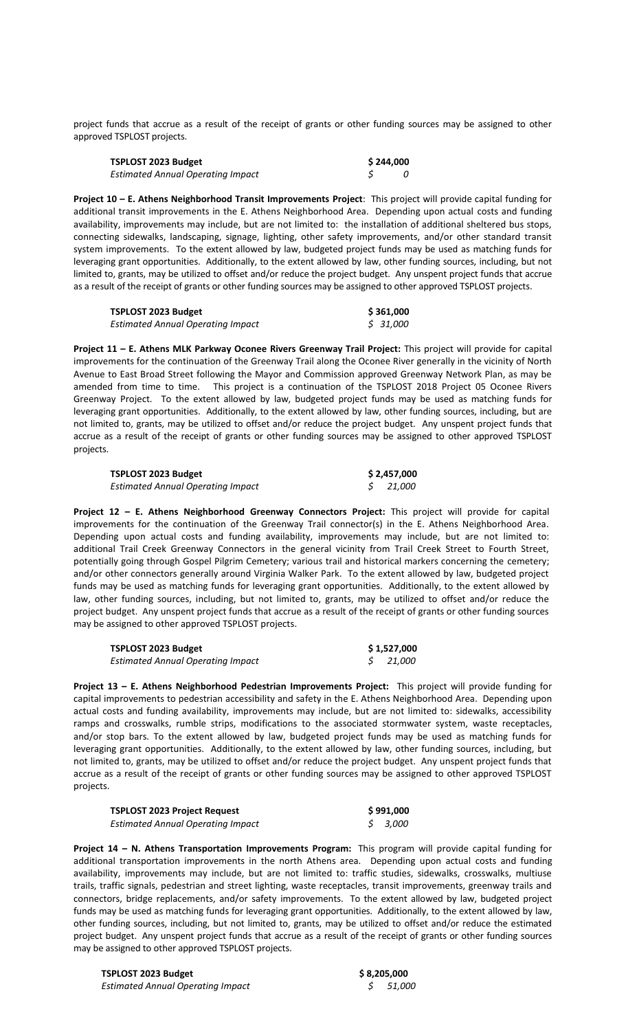project funds that accrue as a result of the receipt of grants or other funding sources may be assigned to other approved TSPLOST projects.

| **TSPLOST 2023 Budget** | **$ 244,000** |
|---|---|
| *Estimated Annual Operating Impact* | *$ 0* |

**Project 10 – E. Athens Neighborhood Transit Improvements Project**: This project will provide capital funding for additional transit improvements in the E. Athens Neighborhood Area. Depending upon actual costs and funding availability, improvements may include, but are not limited to: the installation of additional sheltered bus stops, connecting sidewalks, landscaping, signage, lighting, other safety improvements, and/or other standard transit system improvements. To the extent allowed by law, budgeted project funds may be used as matching funds for leveraging grant opportunities. Additionally, to the extent allowed by law, other funding sources, including, but not limited to, grants, may be utilized to offset and/or reduce the project budget. Any unspent project funds that accrue as a result of the receipt of grants or other funding sources may be assigned to other approved TSPLOST projects.

| **TSPLOST 2023 Budget** | **$ 361,000** |
|---|---|
| *Estimated Annual Operating Impact* | *$ 31,000* |

**Project 11 – E. Athens MLK Parkway Oconee Rivers Greenway Trail Project:** This project will provide for capital improvements for the continuation of the Greenway Trail along the Oconee River generally in the vicinity of North Avenue to East Broad Street following the Mayor and Commission approved Greenway Network Plan, as may be amended from time to time. This project is a continuation of the TSPLOST 2018 Project 05 Oconee Rivers Greenway Project. To the extent allowed by law, budgeted project funds may be used as matching funds for leveraging grant opportunities. Additionally, to the extent allowed by law, other funding sources, including, but are not limited to, grants, may be utilized to offset and/or reduce the project budget. Any unspent project funds that accrue as a result of the receipt of grants or other funding sources may be assigned to other approved TSPLOST projects.

| **TSPLOST 2023 Budget** | **$ 2,457,000** |
|---|---|
| *Estimated Annual Operating Impact* | *$ 21,000* |

**Project 12 – E. Athens Neighborhood Greenway Connectors Project:** This project will provide for capital improvements for the continuation of the Greenway Trail connector(s) in the E. Athens Neighborhood Area. Depending upon actual costs and funding availability, improvements may include, but are not limited to: additional Trail Creek Greenway Connectors in the general vicinity from Trail Creek Street to Fourth Street, potentially going through Gospel Pilgrim Cemetery; various trail and historical markers concerning the cemetery; and/or other connectors generally around Virginia Walker Park. To the extent allowed by law, budgeted project funds may be used as matching funds for leveraging grant opportunities. Additionally, to the extent allowed by law, other funding sources, including, but not limited to, grants, may be utilized to offset and/or reduce the project budget. Any unspent project funds that accrue as a result of the receipt of grants or other funding sources may be assigned to other approved TSPLOST projects.

| **TSPLOST 2023 Budget** | **$ 1,527,000** |
|---|---|
| *Estimated Annual Operating Impact* | *$ 21,000* |

**Project 13 – E. Athens Neighborhood Pedestrian Improvements Project:** This project will provide funding for capital improvements to pedestrian accessibility and safety in the E. Athens Neighborhood Area. Depending upon actual costs and funding availability, improvements may include, but are not limited to: sidewalks, accessibility ramps and crosswalks, rumble strips, modifications to the associated stormwater system, waste receptacles, and/or stop bars. To the extent allowed by law, budgeted project funds may be used as matching funds for leveraging grant opportunities. Additionally, to the extent allowed by law, other funding sources, including, but not limited to, grants, may be utilized to offset and/or reduce the project budget. Any unspent project funds that accrue as a result of the receipt of grants or other funding sources may be assigned to other approved TSPLOST projects.

| **TSPLOST 2023 Project Request** | **$ 991,000** |
|---|---|
| *Estimated Annual Operating Impact* | *$ 3,000* |

**Project 14 – N. Athens Transportation Improvements Program:** This program will provide capital funding for additional transportation improvements in the north Athens area. Depending upon actual costs and funding availability, improvements may include, but are not limited to: traffic studies, sidewalks, crosswalks, multiuse trails, traffic signals, pedestrian and street lighting, waste receptacles, transit improvements, greenway trails and connectors, bridge replacements, and/or safety improvements. To the extent allowed by law, budgeted project funds may be used as matching funds for leveraging grant opportunities. Additionally, to the extent allowed by law, other funding sources, including, but not limited to, grants, may be utilized to offset and/or reduce the estimated project budget. Any unspent project funds that accrue as a result of the receipt of grants or other funding sources may be assigned to other approved TSPLOST projects.

| **TSPLOST 2023 Budget** | **$ 8,205,000** |
|---|---|
| *Estimated Annual Operating Impact* | *$ 51,000* |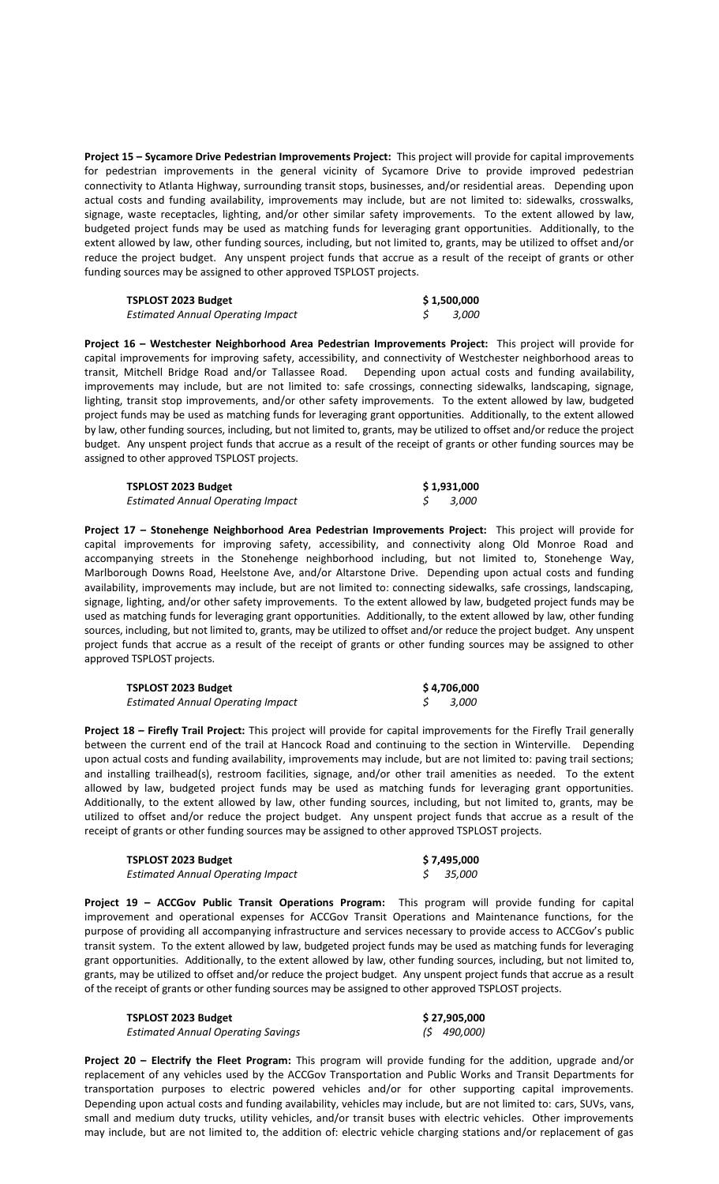**Project 15 – Sycamore Drive Pedestrian Improvements Project:** This project will provide for capital improvements for pedestrian improvements in the general vicinity of Sycamore Drive to provide improved pedestrian connectivity to Atlanta Highway, surrounding transit stops, businesses, and/or residential areas. Depending upon actual costs and funding availability, improvements may include, but are not limited to: sidewalks, crosswalks, signage, waste receptacles, lighting, and/or other similar safety improvements. To the extent allowed by law, budgeted project funds may be used as matching funds for leveraging grant opportunities. Additionally, to the extent allowed by law, other funding sources, including, but not limited to, grants, may be utilized to offset and/or reduce the project budget. Any unspent project funds that accrue as a result of the receipt of grants or other funding sources may be assigned to other approved TSPLOST projects.

| | |
|---|---|
| **TSPLOST 2023 Budget** | **$ 1,500,000** |
| *Estimated Annual Operating Impact* | *$ 3,000* |

**Project 16 – Westchester Neighborhood Area Pedestrian Improvements Project:** This project will provide for capital improvements for improving safety, accessibility, and connectivity of Westchester neighborhood areas to transit, Mitchell Bridge Road and/or Tallassee Road. Depending upon actual costs and funding availability, improvements may include, but are not limited to: safe crossings, connecting sidewalks, landscaping, signage, lighting, transit stop improvements, and/or other safety improvements. To the extent allowed by law, budgeted project funds may be used as matching funds for leveraging grant opportunities. Additionally, to the extent allowed by law, other funding sources, including, but not limited to, grants, may be utilized to offset and/or reduce the project budget. Any unspent project funds that accrue as a result of the receipt of grants or other funding sources may be assigned to other approved TSPLOST projects.

| | |
|---|---|
| **TSPLOST 2023 Budget** | **$ 1,931,000** |
| *Estimated Annual Operating Impact* | *$ 3,000* |

**Project 17 – Stonehenge Neighborhood Area Pedestrian Improvements Project:** This project will provide for capital improvements for improving safety, accessibility, and connectivity along Old Monroe Road and accompanying streets in the Stonehenge neighborhood including, but not limited to, Stonehenge Way, Marlborough Downs Road, Heelstone Ave, and/or Altarstone Drive. Depending upon actual costs and funding availability, improvements may include, but are not limited to: connecting sidewalks, safe crossings, landscaping, signage, lighting, and/or other safety improvements. To the extent allowed by law, budgeted project funds may be used as matching funds for leveraging grant opportunities. Additionally, to the extent allowed by law, other funding sources, including, but not limited to, grants, may be utilized to offset and/or reduce the project budget. Any unspent project funds that accrue as a result of the receipt of grants or other funding sources may be assigned to other approved TSPLOST projects.

| | |
|---|---|
| **TSPLOST 2023 Budget** | **$ 4,706,000** |
| *Estimated Annual Operating Impact* | *$ 3,000* |

**Project 18 – Firefly Trail Project:** This project will provide for capital improvements for the Firefly Trail generally between the current end of the trail at Hancock Road and continuing to the section in Winterville. Depending upon actual costs and funding availability, improvements may include, but are not limited to: paving trail sections; and installing trailhead(s), restroom facilities, signage, and/or other trail amenities as needed. To the extent allowed by law, budgeted project funds may be used as matching funds for leveraging grant opportunities. Additionally, to the extent allowed by law, other funding sources, including, but not limited to, grants, may be utilized to offset and/or reduce the project budget. Any unspent project funds that accrue as a result of the receipt of grants or other funding sources may be assigned to other approved TSPLOST projects.

| | |
|---|---|
| **TSPLOST 2023 Budget** | **$ 7,495,000** |
| *Estimated Annual Operating Impact* | *$ 35,000* |

**Project 19 – ACCGov Public Transit Operations Program:** This program will provide funding for capital improvement and operational expenses for ACCGov Transit Operations and Maintenance functions, for the purpose of providing all accompanying infrastructure and services necessary to provide access to ACCGov's public transit system. To the extent allowed by law, budgeted project funds may be used as matching funds for leveraging grant opportunities. Additionally, to the extent allowed by law, other funding sources, including, but not limited to, grants, may be utilized to offset and/or reduce the project budget. Any unspent project funds that accrue as a result of the receipt of grants or other funding sources may be assigned to other approved TSPLOST projects.

| | |
|---|---|
| **TSPLOST 2023 Budget** | **$ 27,905,000** |
| *Estimated Annual Operating Savings* | *($ 490,000)* |

**Project 20 – Electrify the Fleet Program:** This program will provide funding for the addition, upgrade and/or replacement of any vehicles used by the ACCGov Transportation and Public Works and Transit Departments for transportation purposes to electric powered vehicles and/or for other supporting capital improvements. Depending upon actual costs and funding availability, vehicles may include, but are not limited to: cars, SUVs, vans, small and medium duty trucks, utility vehicles, and/or transit buses with electric vehicles. Other improvements may include, but are not limited to, the addition of: electric vehicle charging stations and/or replacement of gas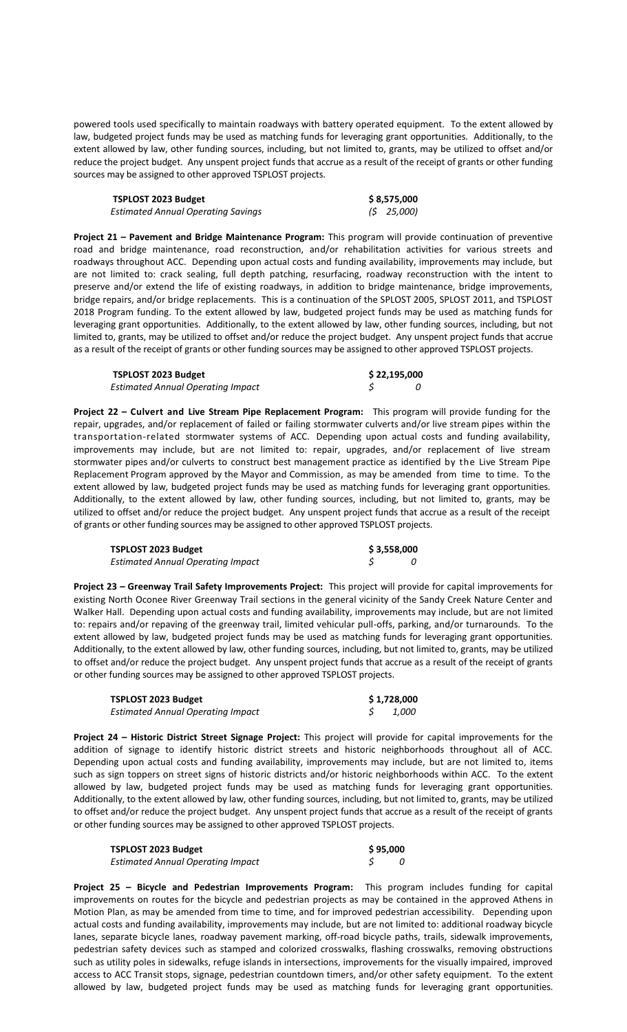powered tools used specifically to maintain roadways with battery operated equipment. To the extent allowed by law, budgeted project funds may be used as matching funds for leveraging grant opportunities. Additionally, to the extent allowed by law, other funding sources, including, but not limited to, grants, may be utilized to offset and/or reduce the project budget. Any unspent project funds that accrue as a result of the receipt of grants or other funding sources may be assigned to other approved TSPLOST projects.

| **TSPLOST 2023 Budget** | **$ 8,575,000** |
|---|---|
| *Estimated Annual Operating Savings* | *($ 25,000)* |

**Project 21 – Pavement and Bridge Maintenance Program:** This program will provide continuation of preventive road and bridge maintenance, road reconstruction, and/or rehabilitation activities for various streets and roadways throughout ACC. Depending upon actual costs and funding availability, improvements may include, but are not limited to: crack sealing, full depth patching, resurfacing, roadway reconstruction with the intent to preserve and/or extend the life of existing roadways, in addition to bridge maintenance, bridge improvements, bridge repairs, and/or bridge replacements. This is a continuation of the SPLOST 2005, SPLOST 2011, and TSPLOST 2018 Program funding. To the extent allowed by law, budgeted project funds may be used as matching funds for leveraging grant opportunities. Additionally, to the extent allowed by law, other funding sources, including, but not limited to, grants, may be utilized to offset and/or reduce the project budget. Any unspent project funds that accrue as a result of the receipt of grants or other funding sources may be assigned to other approved TSPLOST projects.

| **TSPLOST 2023 Budget** | **$ 22,195,000** |
|---|---|
| *Estimated Annual Operating Impact* | *$ 0* |

**Project 22 – Culvert and Live Stream Pipe Replacement Program:** This program will provide funding for the repair, upgrades, and/or replacement of failed or failing stormwater culverts and/or live stream pipes within the transportation-related stormwater systems of ACC. Depending upon actual costs and funding availability, improvements may include, but are not limited to: repair, upgrades, and/or replacement of live stream stormwater pipes and/or culverts to construct best management practice as identified by the Live Stream Pipe Replacement Program approved by the Mayor and Commission, as may be amended from time to time. To the extent allowed by law, budgeted project funds may be used as matching funds for leveraging grant opportunities. Additionally, to the extent allowed by law, other funding sources, including, but not limited to, grants, may be utilized to offset and/or reduce the project budget. Any unspent project funds that accrue as a result of the receipt of grants or other funding sources may be assigned to other approved TSPLOST projects.

| **TSPLOST 2023 Budget** | **$ 3,558,000** |
|---|---|
| *Estimated Annual Operating Impact* | *$ 0* |

**Project 23 – Greenway Trail Safety Improvements Project:** This project will provide for capital improvements for existing North Oconee River Greenway Trail sections in the general vicinity of the Sandy Creek Nature Center and Walker Hall. Depending upon actual costs and funding availability, improvements may include, but are not limited to: repairs and/or repaving of the greenway trail, limited vehicular pull-offs, parking, and/or turnarounds. To the extent allowed by law, budgeted project funds may be used as matching funds for leveraging grant opportunities. Additionally, to the extent allowed by law, other funding sources, including, but not limited to, grants, may be utilized to offset and/or reduce the project budget. Any unspent project funds that accrue as a result of the receipt of grants or other funding sources may be assigned to other approved TSPLOST projects.

| **TSPLOST 2023 Budget** | **$ 1,728,000** |
|---|---|
| *Estimated Annual Operating Impact* | *$ 1,000* |

**Project 24 – Historic District Street Signage Project:** This project will provide for capital improvements for the addition of signage to identify historic district streets and historic neighborhoods throughout all of ACC. Depending upon actual costs and funding availability, improvements may include, but are not limited to, items such as sign toppers on street signs of historic districts and/or historic neighborhoods within ACC. To the extent allowed by law, budgeted project funds may be used as matching funds for leveraging grant opportunities. Additionally, to the extent allowed by law, other funding sources, including, but not limited to, grants, may be utilized to offset and/or reduce the project budget. Any unspent project funds that accrue as a result of the receipt of grants or other funding sources may be assigned to other approved TSPLOST projects.

| **TSPLOST 2023 Budget** | **$ 95,000** |
|---|---|
| *Estimated Annual Operating Impact* | *$ 0* |

**Project 25 – Bicycle and Pedestrian Improvements Program:** This program includes funding for capital improvements on routes for the bicycle and pedestrian projects as may be contained in the approved Athens in Motion Plan, as may be amended from time to time, and for improved pedestrian accessibility. Depending upon actual costs and funding availability, improvements may include, but are not limited to: additional roadway bicycle lanes, separate bicycle lanes, roadway pavement marking, off-road bicycle paths, trails, sidewalk improvements, pedestrian safety devices such as stamped and colorized crosswalks, flashing crosswalks, removing obstructions such as utility poles in sidewalks, refuge islands in intersections, improvements for the visually impaired, improved access to ACC Transit stops, signage, pedestrian countdown timers, and/or other safety equipment. To the extent allowed by law, budgeted project funds may be used as matching funds for leveraging grant opportunities.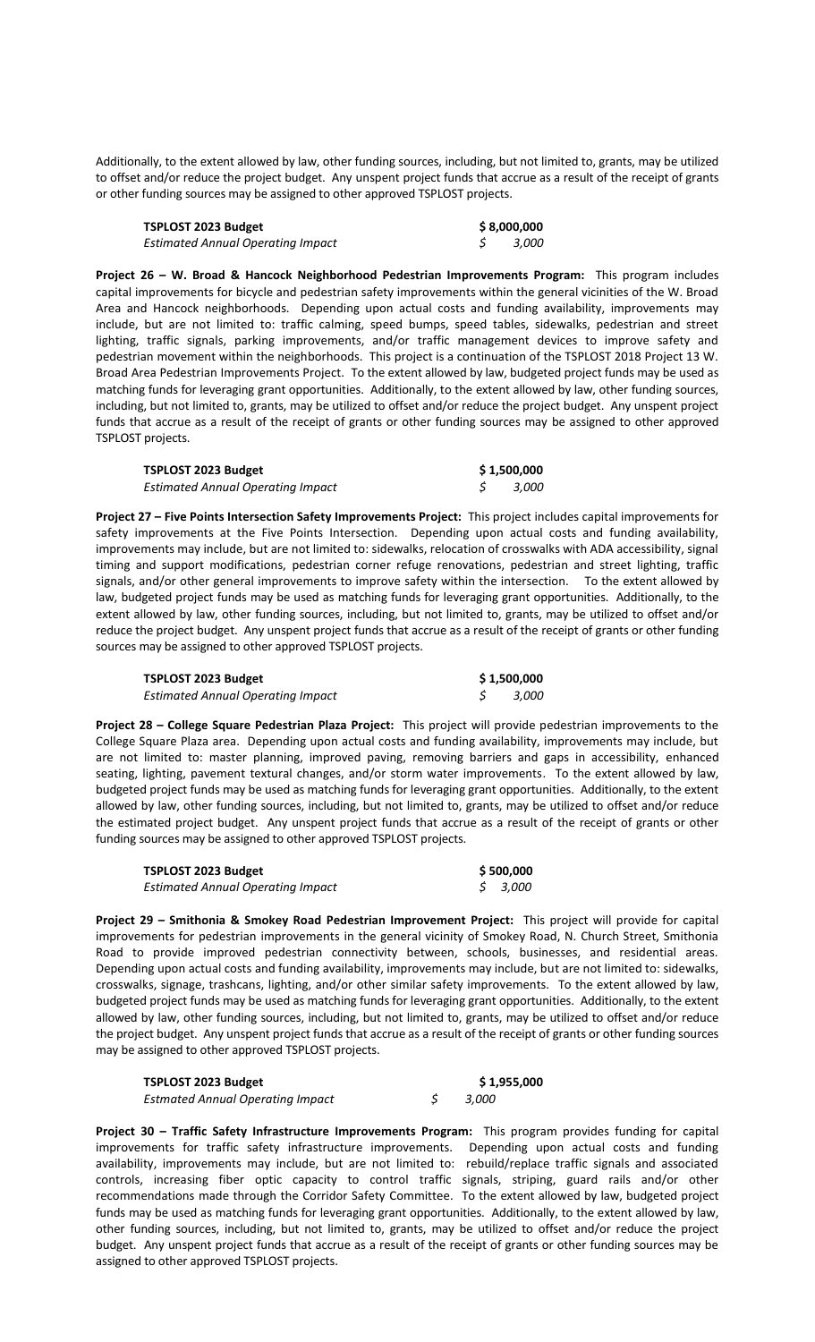Additionally, to the extent allowed by law, other funding sources, including, but not limited to, grants, may be utilized to offset and/or reduce the project budget. Any unspent project funds that accrue as a result of the receipt of grants or other funding sources may be assigned to other approved TSPLOST projects.

| **TSPLOST 2023 Budget** | **$ 8,000,000** |
|---|---|
| *Estimated Annual Operating Impact* | *$ 3,000* |

**Project 26 – W. Broad & Hancock Neighborhood Pedestrian Improvements Program:** This program includes capital improvements for bicycle and pedestrian safety improvements within the general vicinities of the W. Broad Area and Hancock neighborhoods. Depending upon actual costs and funding availability, improvements may include, but are not limited to: traffic calming, speed bumps, speed tables, sidewalks, pedestrian and street lighting, traffic signals, parking improvements, and/or traffic management devices to improve safety and pedestrian movement within the neighborhoods. This project is a continuation of the TSPLOST 2018 Project 13 W. Broad Area Pedestrian Improvements Project. To the extent allowed by law, budgeted project funds may be used as matching funds for leveraging grant opportunities. Additionally, to the extent allowed by law, other funding sources, including, but not limited to, grants, may be utilized to offset and/or reduce the project budget. Any unspent project funds that accrue as a result of the receipt of grants or other funding sources may be assigned to other approved TSPLOST projects.

| **TSPLOST 2023 Budget** | **$ 1,500,000** |
|---|---|
| *Estimated Annual Operating Impact* | *$ 3,000* |

**Project 27 – Five Points Intersection Safety Improvements Project:** This project includes capital improvements for safety improvements at the Five Points Intersection. Depending upon actual costs and funding availability, improvements may include, but are not limited to: sidewalks, relocation of crosswalks with ADA accessibility, signal timing and support modifications, pedestrian corner refuge renovations, pedestrian and street lighting, traffic signals, and/or other general improvements to improve safety within the intersection. To the extent allowed by law, budgeted project funds may be used as matching funds for leveraging grant opportunities. Additionally, to the extent allowed by law, other funding sources, including, but not limited to, grants, may be utilized to offset and/or reduce the project budget. Any unspent project funds that accrue as a result of the receipt of grants or other funding sources may be assigned to other approved TSPLOST projects.

| **TSPLOST 2023 Budget** | **$ 1,500,000** |
|---|---|
| *Estimated Annual Operating Impact* | *$ 3,000* |

**Project 28 – College Square Pedestrian Plaza Project:** This project will provide pedestrian improvements to the College Square Plaza area. Depending upon actual costs and funding availability, improvements may include, but are not limited to: master planning, improved paving, removing barriers and gaps in accessibility, enhanced seating, lighting, pavement textural changes, and/or storm water improvements. To the extent allowed by law, budgeted project funds may be used as matching funds for leveraging grant opportunities. Additionally, to the extent allowed by law, other funding sources, including, but not limited to, grants, may be utilized to offset and/or reduce the estimated project budget. Any unspent project funds that accrue as a result of the receipt of grants or other funding sources may be assigned to other approved TSPLOST projects.

| **TSPLOST 2023 Budget** | **$ 500,000** |
|---|---|
| *Estimated Annual Operating Impact* | *$ 3,000* |

**Project 29 – Smithonia & Smokey Road Pedestrian Improvement Project:** This project will provide for capital improvements for pedestrian improvements in the general vicinity of Smokey Road, N. Church Street, Smithonia Road to provide improved pedestrian connectivity between, schools, businesses, and residential areas. Depending upon actual costs and funding availability, improvements may include, but are not limited to: sidewalks, crosswalks, signage, trashcans, lighting, and/or other similar safety improvements. To the extent allowed by law, budgeted project funds may be used as matching funds for leveraging grant opportunities. Additionally, to the extent allowed by law, other funding sources, including, but not limited to, grants, may be utilized to offset and/or reduce the project budget. Any unspent project funds that accrue as a result of the receipt of grants or other funding sources may be assigned to other approved TSPLOST projects.

| **TSPLOST 2023 Budget** | **$ 1,955,000** |
|---|---|
| *Estmated Annual Operating Impact* | *$ 3,000* |

**Project 30 – Traffic Safety Infrastructure Improvements Program:** This program provides funding for capital improvements for traffic safety infrastructure improvements. Depending upon actual costs and funding availability, improvements may include, but are not limited to: rebuild/replace traffic signals and associated controls, increasing fiber optic capacity to control traffic signals, striping, guard rails and/or other recommendations made through the Corridor Safety Committee. To the extent allowed by law, budgeted project funds may be used as matching funds for leveraging grant opportunities. Additionally, to the extent allowed by law, other funding sources, including, but not limited to, grants, may be utilized to offset and/or reduce the project budget. Any unspent project funds that accrue as a result of the receipt of grants or other funding sources may be assigned to other approved TSPLOST projects.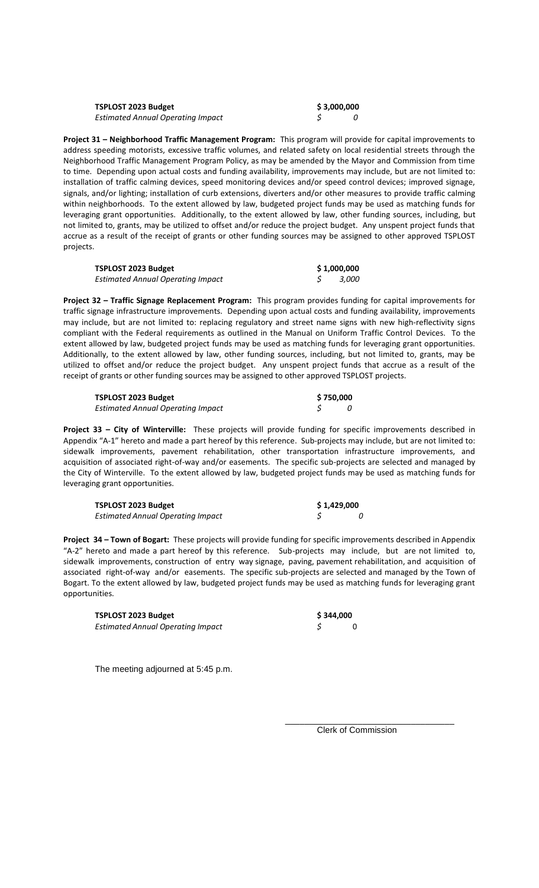| | |
|---|---|
| **TSPLOST 2023 Budget** | **$ 3,000,000** |
| *Estimated Annual Operating Impact* | *$ 0* |

**Project 31 – Neighborhood Traffic Management Program:** This program will provide for capital improvements to address speeding motorists, excessive traffic volumes, and related safety on local residential streets through the Neighborhood Traffic Management Program Policy, as may be amended by the Mayor and Commission from time to time. Depending upon actual costs and funding availability, improvements may include, but are not limited to: installation of traffic calming devices, speed monitoring devices and/or speed control devices; improved signage, signals, and/or lighting; installation of curb extensions, diverters and/or other measures to provide traffic calming within neighborhoods. To the extent allowed by law, budgeted project funds may be used as matching funds for leveraging grant opportunities. Additionally, to the extent allowed by law, other funding sources, including, but not limited to, grants, may be utilized to offset and/or reduce the project budget. Any unspent project funds that accrue as a result of the receipt of grants or other funding sources may be assigned to other approved TSPLOST projects.

| | |
|---|---|
| **TSPLOST 2023 Budget** | **$ 1,000,000** |
| *Estimated Annual Operating Impact* | *$ 3,000* |

**Project 32 – Traffic Signage Replacement Program:** This program provides funding for capital improvements for traffic signage infrastructure improvements. Depending upon actual costs and funding availability, improvements may include, but are not limited to: replacing regulatory and street name signs with new high-reflectivity signs compliant with the Federal requirements as outlined in the Manual on Uniform Traffic Control Devices. To the extent allowed by law, budgeted project funds may be used as matching funds for leveraging grant opportunities. Additionally, to the extent allowed by law, other funding sources, including, but not limited to, grants, may be utilized to offset and/or reduce the project budget. Any unspent project funds that accrue as a result of the receipt of grants or other funding sources may be assigned to other approved TSPLOST projects.

| | |
|---|---|
| **TSPLOST 2023 Budget** | **$ 750,000** |
| *Estimated Annual Operating Impact* | *$ 0* |

**Project 33 – City of Winterville:** These projects will provide funding for specific improvements described in Appendix "A-1" hereto and made a part hereof by this reference. Sub-projects may include, but are not limited to: sidewalk improvements, pavement rehabilitation, other transportation infrastructure improvements, and acquisition of associated right-of-way and/or easements. The specific sub-projects are selected and managed by the City of Winterville. To the extent allowed by law, budgeted project funds may be used as matching funds for leveraging grant opportunities.

| | |
|---|---|
| **TSPLOST 2023 Budget** | **$ 1,429,000** |
| *Estimated Annual Operating Impact* | *$ 0* |

**Project 34 – Town of Bogart:** These projects will provide funding for specific improvements described in Appendix "A-2" hereto and made a part hereof by this reference. Sub-projects may include, but are not limited to, sidewalk improvements, construction of entry way signage, paving, pavement rehabilitation, and acquisition of associated right-of-way and/or easements. The specific sub-projects are selected and managed by the Town of Bogart. To the extent allowed by law, budgeted project funds may be used as matching funds for leveraging grant opportunities.

| | |
|---|---|
| **TSPLOST 2023 Budget** | **$ 344,000** |
| *Estimated Annual Operating Impact* | *$ 0* |

The meeting adjourned at 5:45 p.m.

\_\_\_\_\_\_\_\_\_\_\_\_\_\_\_\_\_\_\_\_\_\_\_\_\_\_\_\_\_\_\_\_\_\_

Clerk of Commission